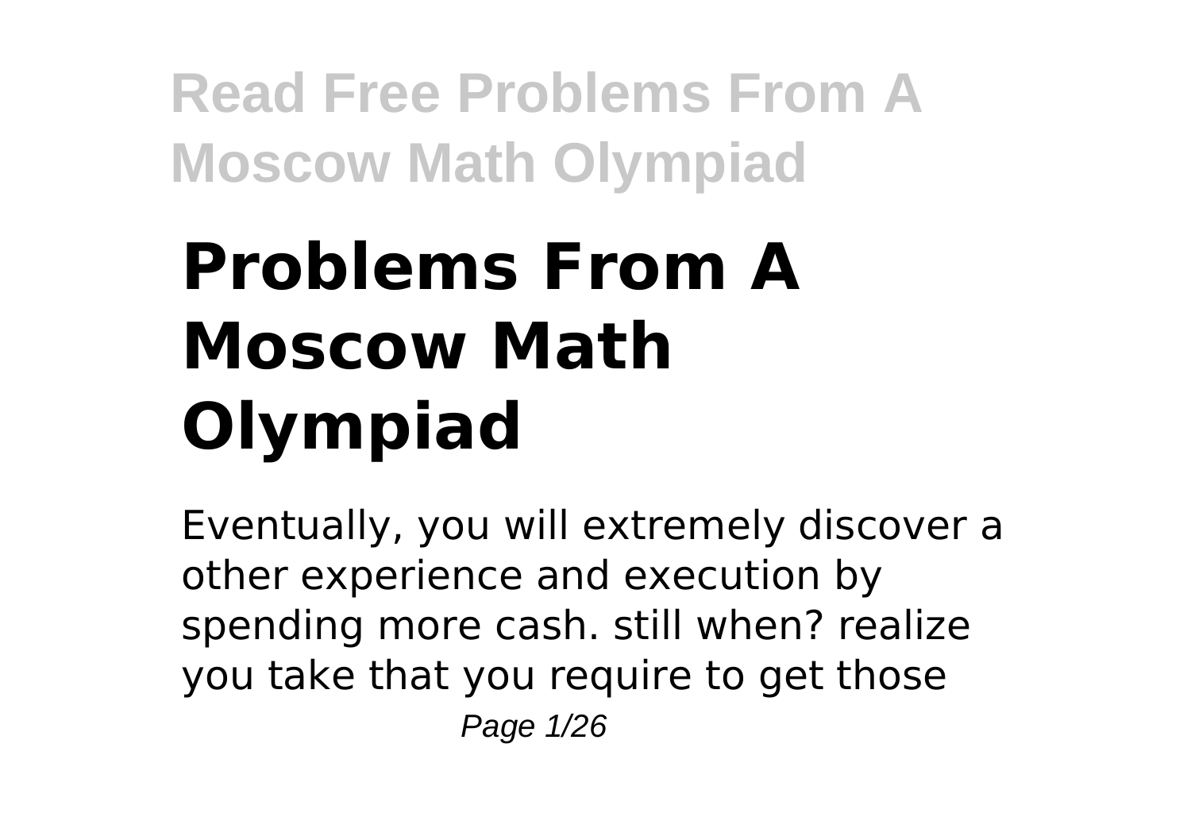# Problems From A Moscow Math Olympiad

Eventually, you will extremely discover a other experience and execution by spending more cash. still when? realize you take that you require to get those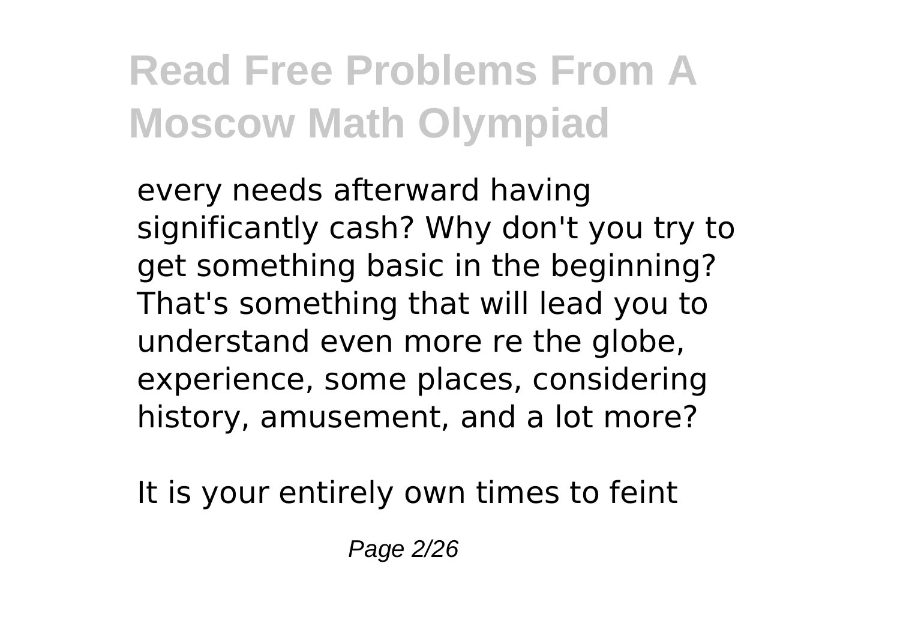every needs afterward having significantly cash? Why don't you try to get something basic in the beginning? That's something that will lead you to understand even more re the globe, experience, some places, considering history, amusement, and a lot more?

It is your entirely own times to feint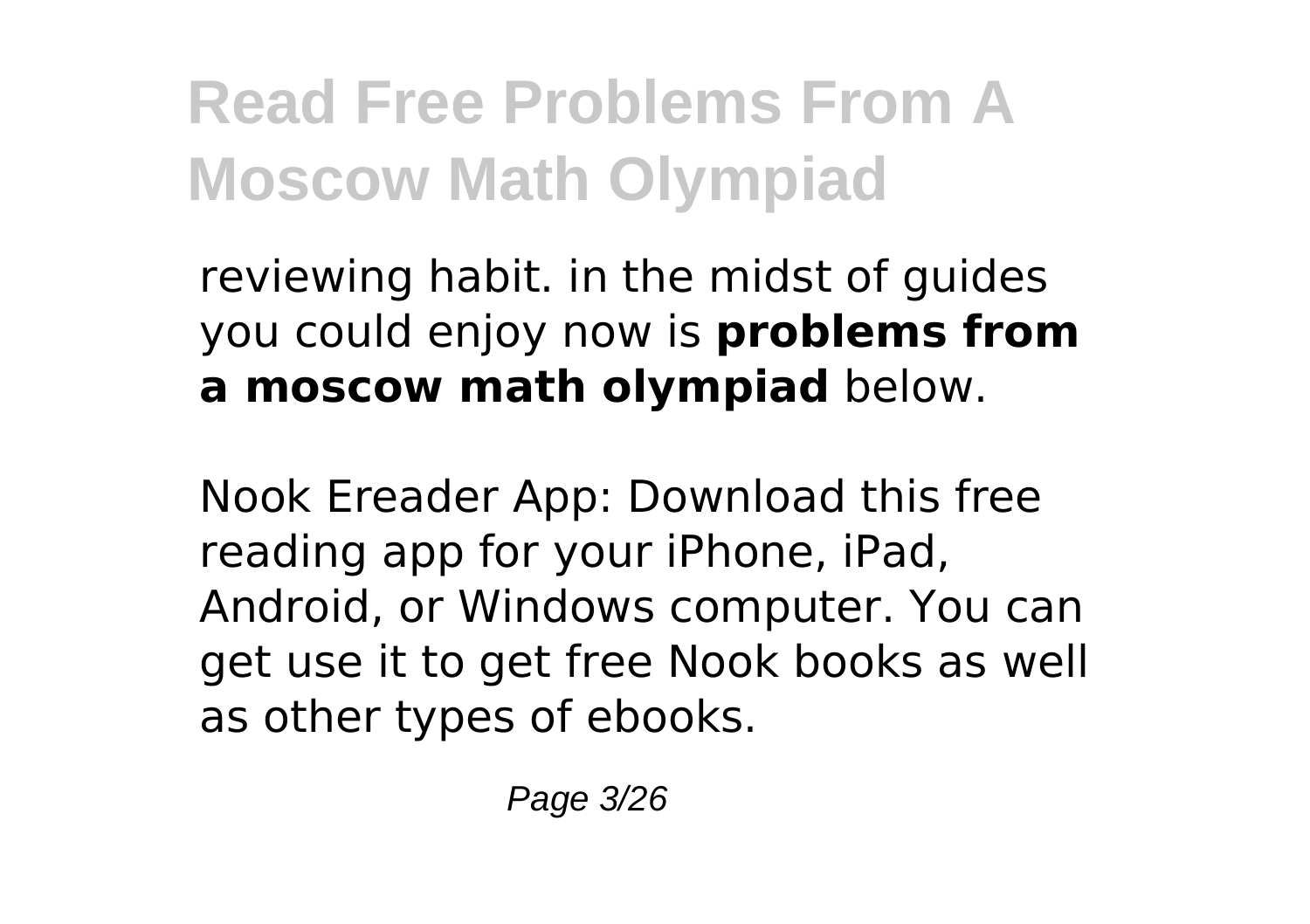reviewing habit. in the midst of guides you could enjoy now is **problems from a moscow math olympiad** below.

Nook Ereader App: Download this free reading app for your iPhone, iPad, Android, or Windows computer. You can get use it to get free Nook books as well as other types of ebooks.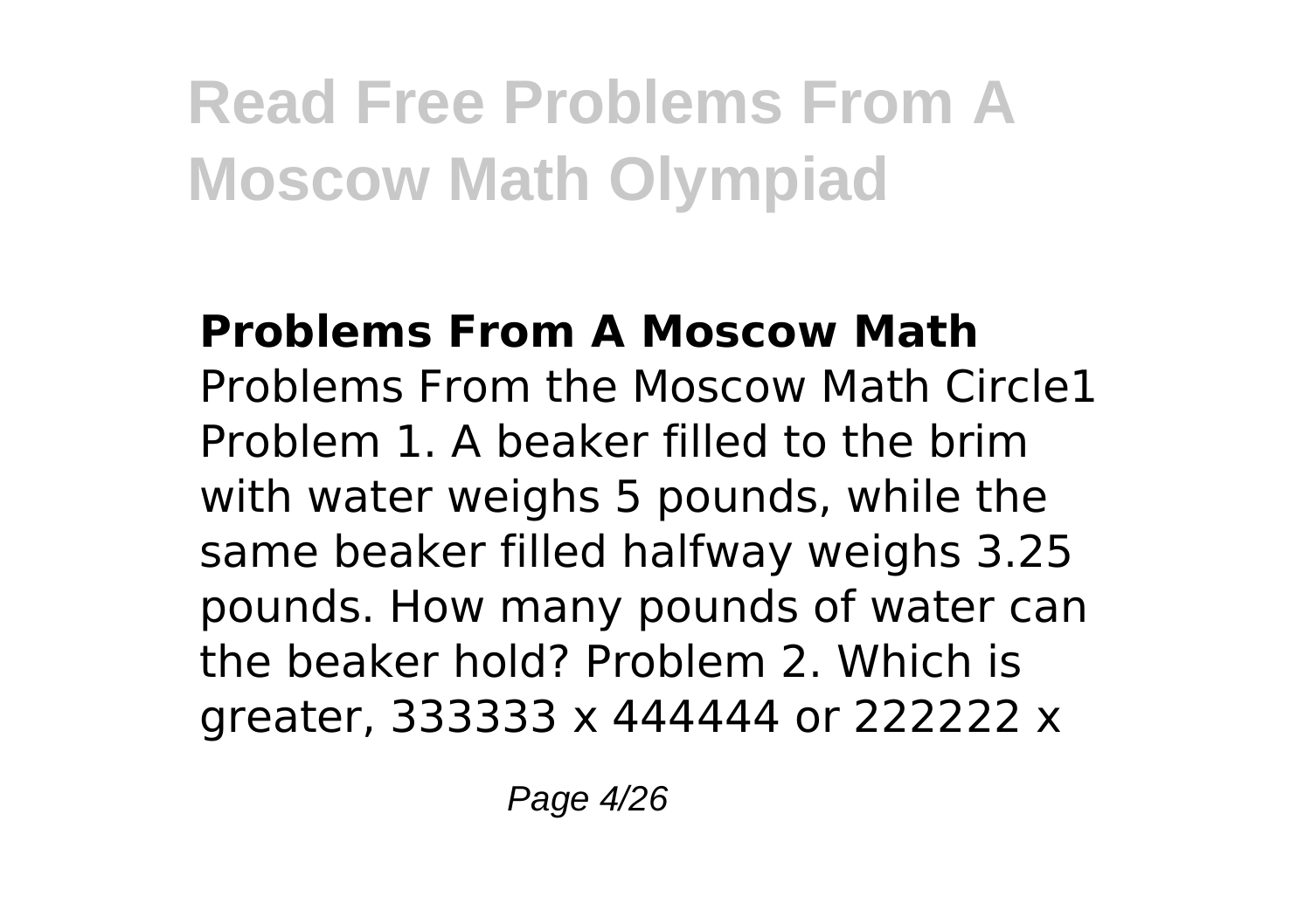# Read Free Problems From A Moscow Math Olympiad

**Problems From A Moscow Math**

Problems From the Moscow Math Circle1 Problem 1. A beaker filled to the brim with water weighs 5 pounds, while the same beaker filled halfway weighs 3.25 pounds. How many pounds of water can the beaker hold? Problem 2. Which is greater, 333333 x 444444 or 222222 x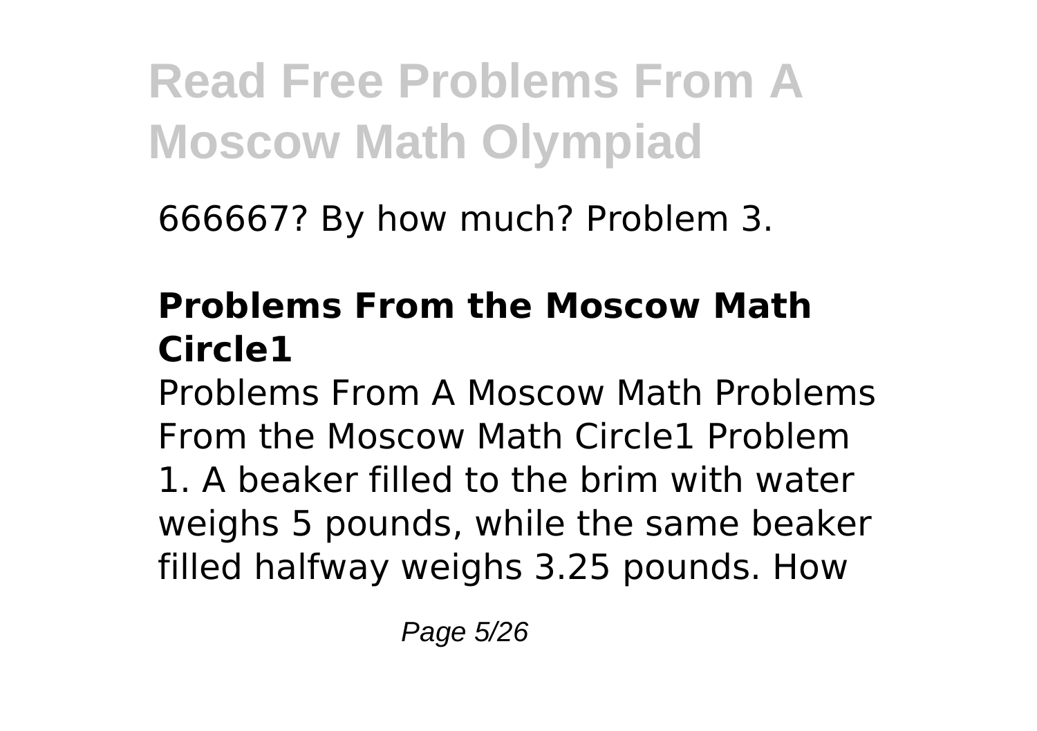666667? By how much? Problem 3.

## Problems From the Moscow Math Circle1

Problems From A Moscow Math Problems From the Moscow Math Circle1 Problem 1. A beaker filled to the brim with water weighs 5 pounds, while the same beaker filled halfway weighs 3.25 pounds. How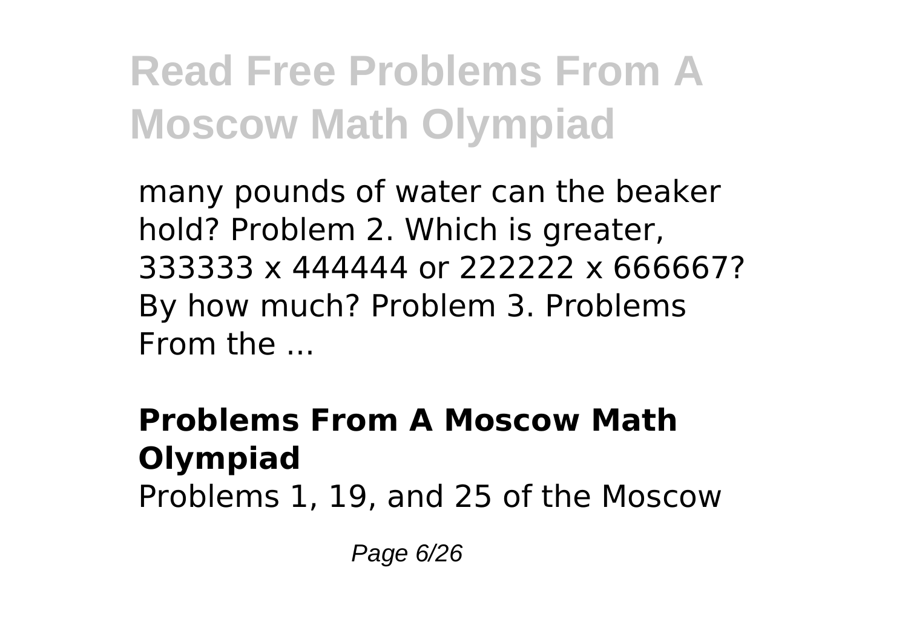many pounds of water can the beaker hold? Problem 2. Which is greater, 333333 x 444444 or 222222 x 666667? By how much? Problem 3. Problems From the ...

**Problems From A Moscow Math Olympiad**

Problems 1, 19, and 25 of the Moscow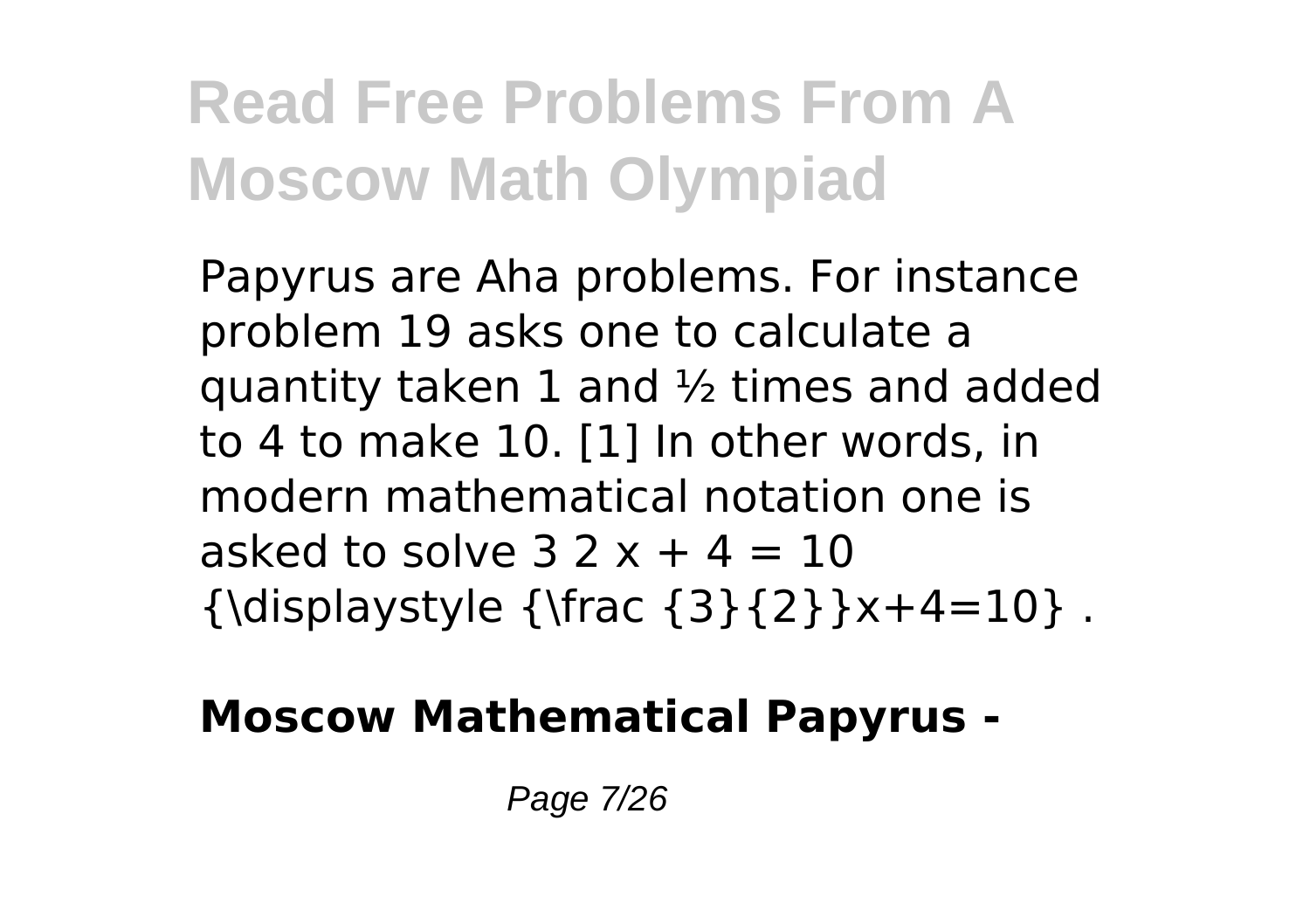Papyrus are Aha problems. For instance problem 19 asks one to calculate a quantity taken 1 and ½ times and added to 4 to make 10. [1] In other words, in modern mathematical notation one is asked to solve $\frac{3}{2}x + 4 = 10$ .

## Moscow Mathematical Papyrus -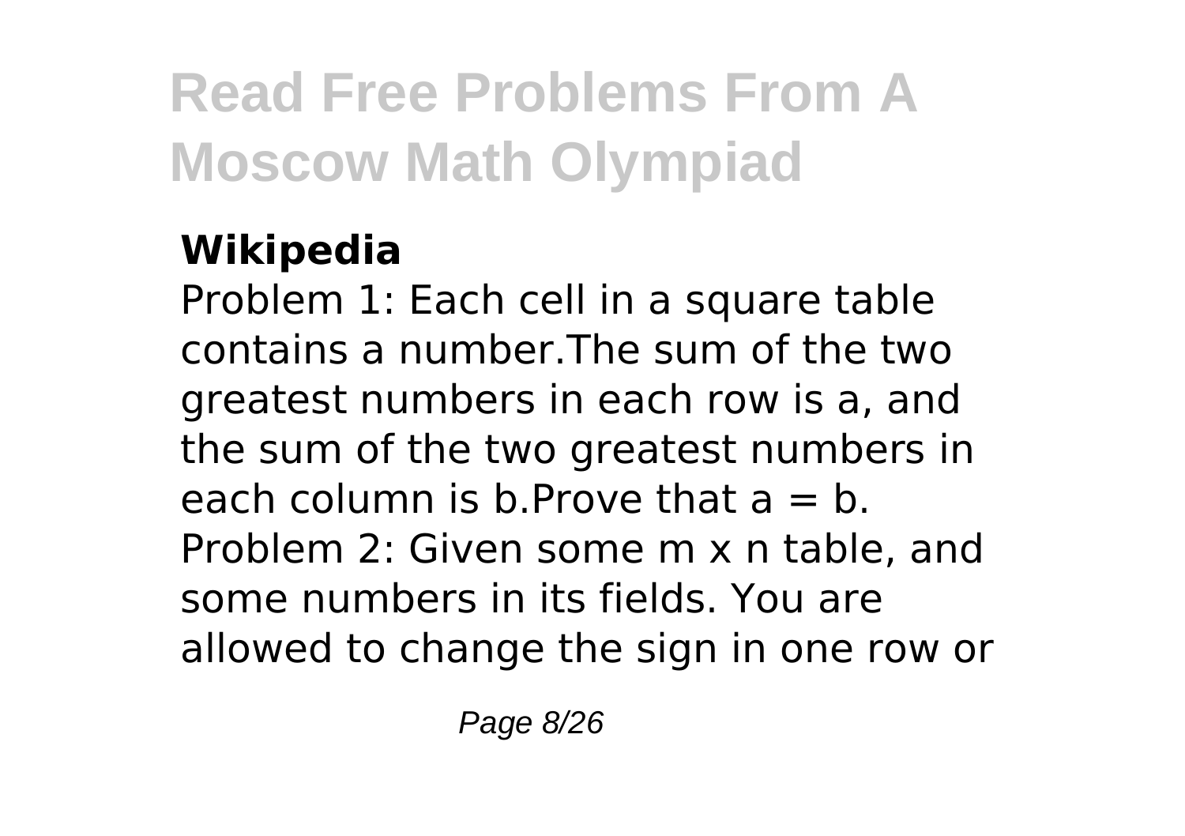# Read Free Problems From A Moscow Math Olympiad

**Wikipedia**

Problem 1: Each cell in a square table contains a number.The sum of the two greatest numbers in each row is a, and the sum of the two greatest numbers in each column is b.Prove that $a = b$. Problem 2: Given some m x n table, and some numbers in its fields. You are allowed to change the sign in one row or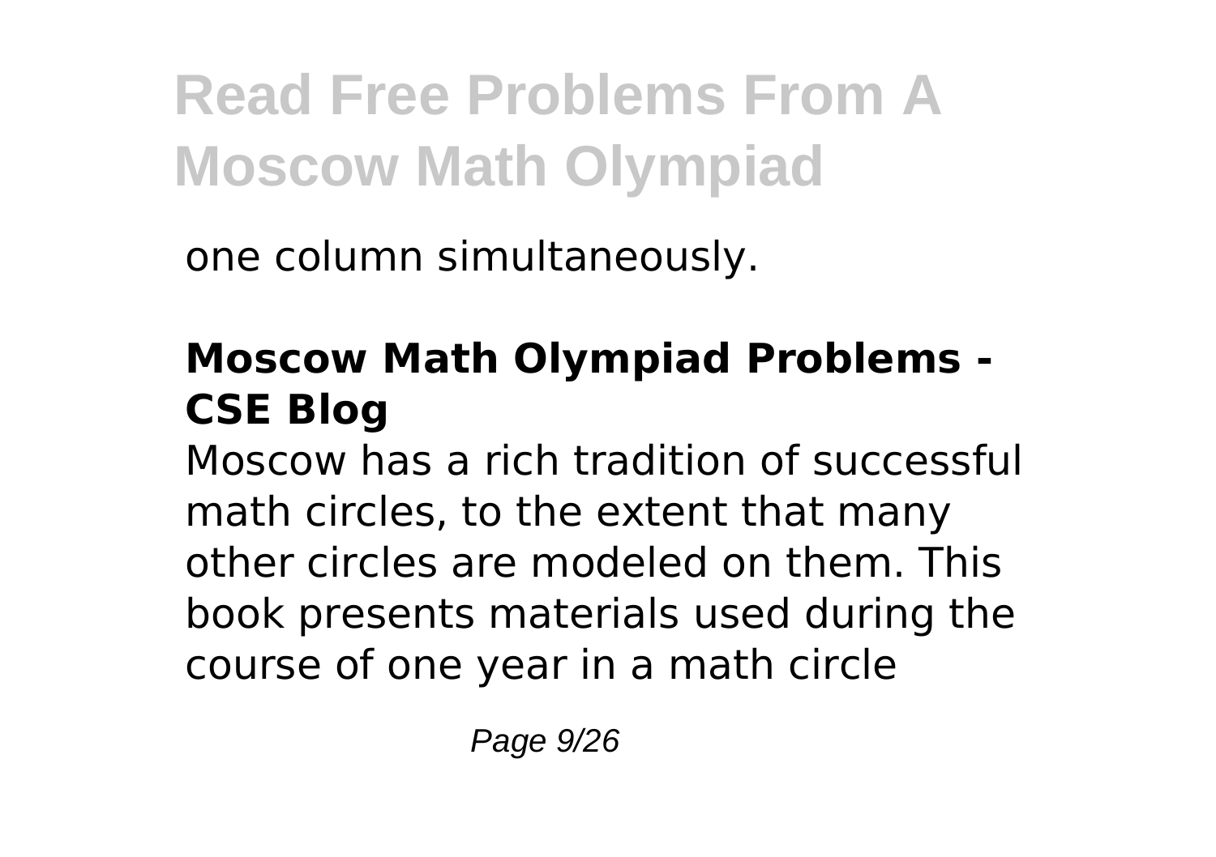one column simultaneously.

## Moscow Math Olympiad Problems - CSE Blog

Moscow has a rich tradition of successful math circles, to the extent that many other circles are modeled on them. This book presents materials used during the course of one year in a math circle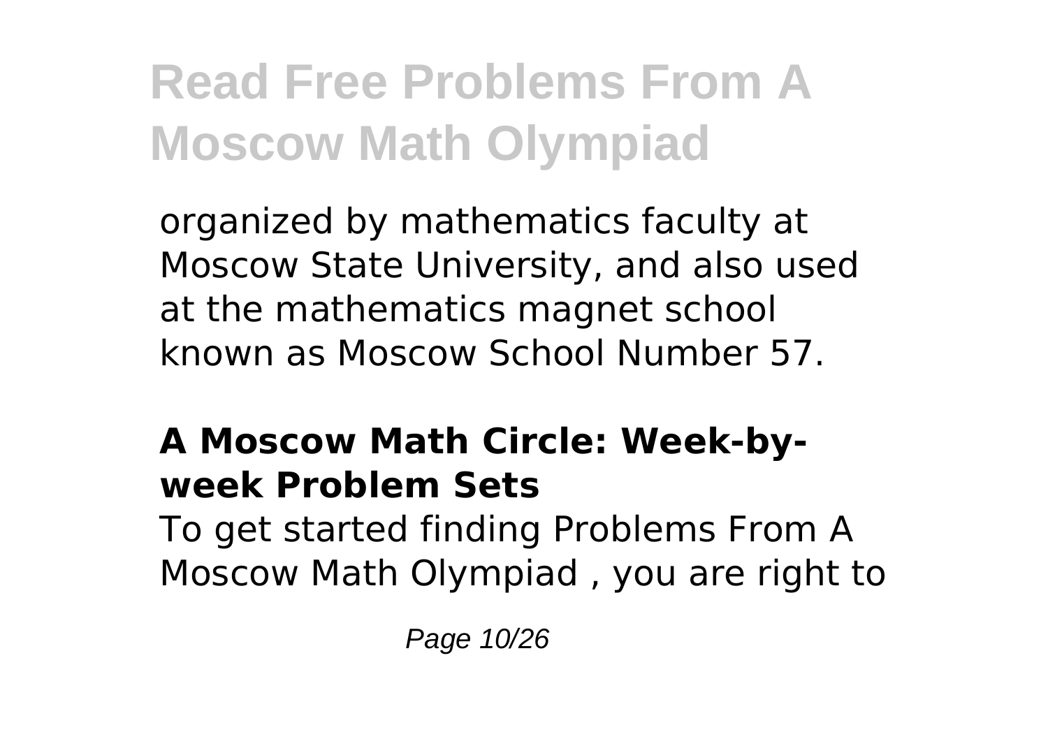organized by mathematics faculty at Moscow State University, and also used at the mathematics magnet school known as Moscow School Number 57.

### A Moscow Math Circle: Week-by-week Problem Sets

To get started finding Problems From A Moscow Math Olympiad , you are right to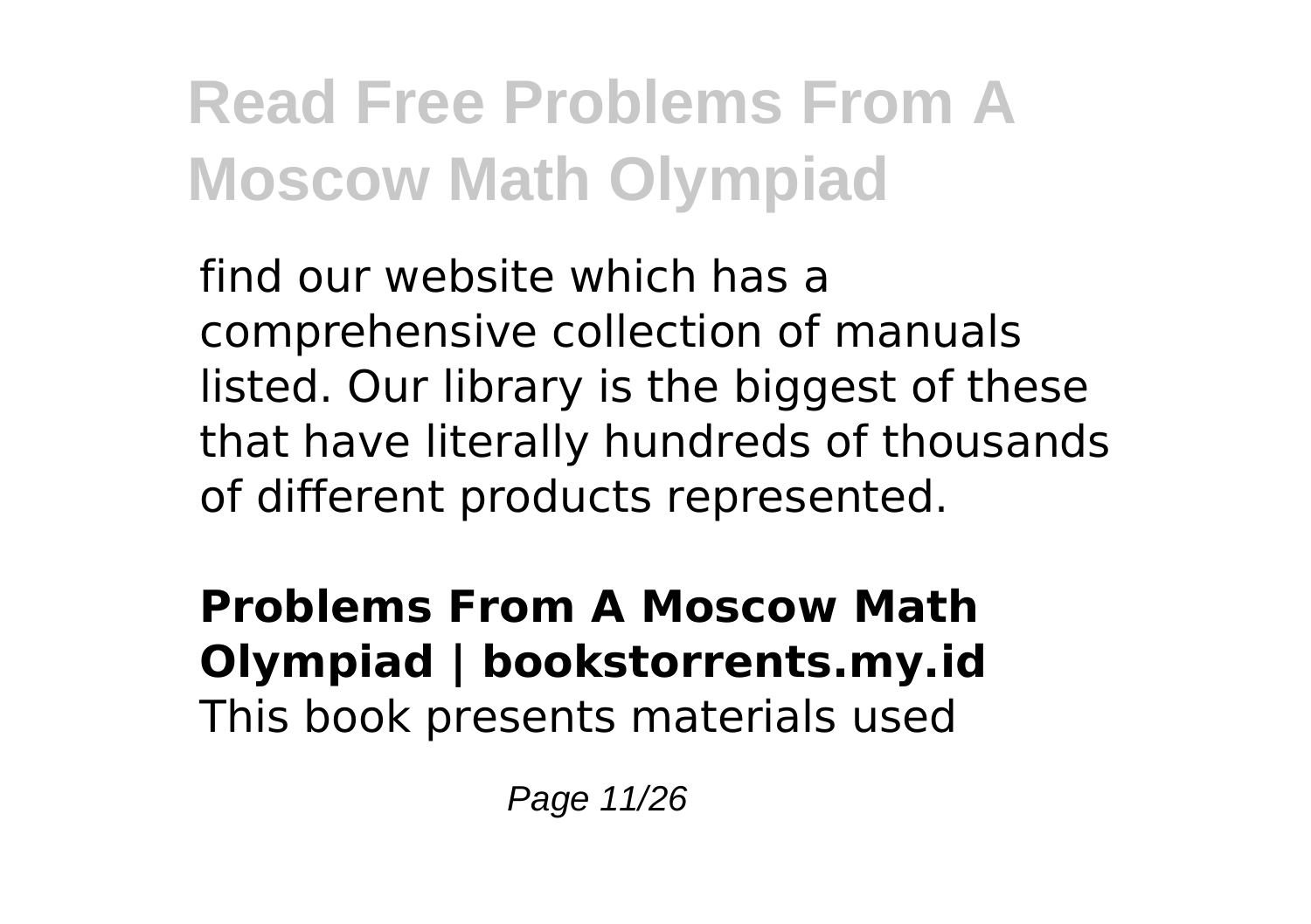find our website which has a comprehensive collection of manuals listed. Our library is the biggest of these that have literally hundreds of thousands of different products represented.

**Problems From A Moscow Math Olympiad | bookstorrents.my.id**

This book presents materials used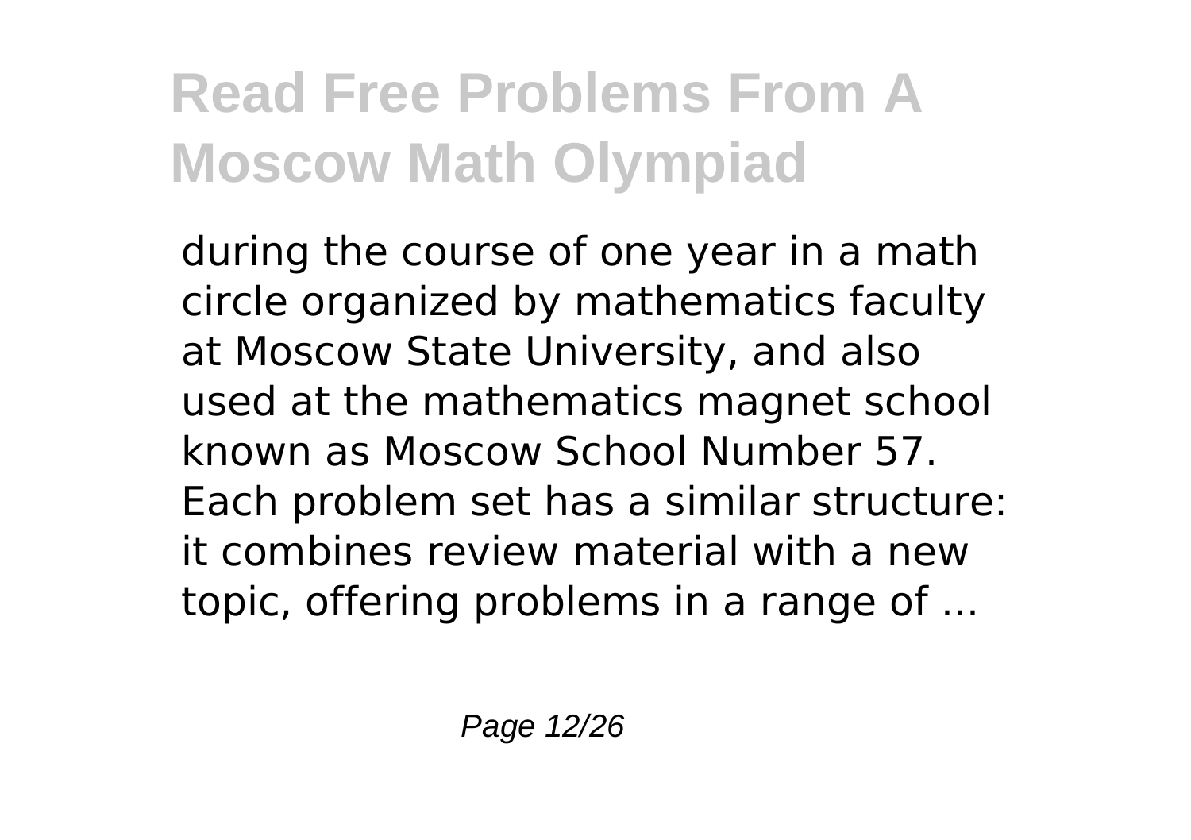during the course of one year in a math circle organized by mathematics faculty at Moscow State University, and also used at the mathematics magnet school known as Moscow School Number 57. Each problem set has a similar structure: it combines review material with a new topic, offering problems in a range of ...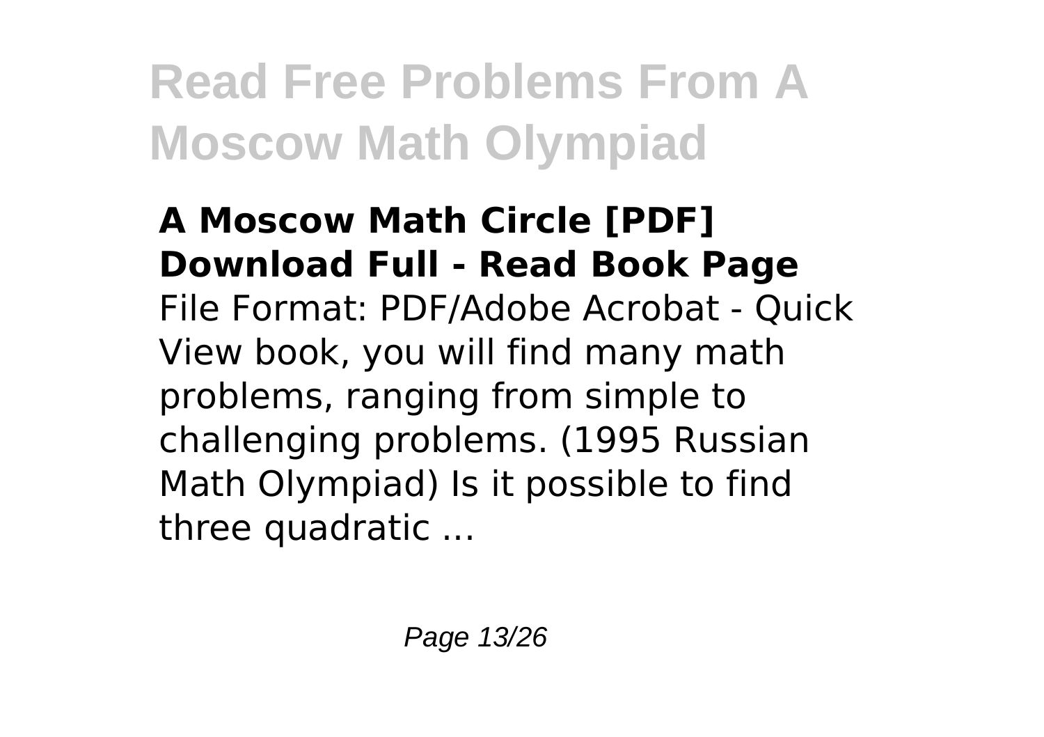**A Moscow Math Circle [PDF] Download Full - Read Book Page**

File Format: PDF/Adobe Acrobat - Quick View book, you will find many math problems, ranging from simple to challenging problems. (1995 Russian Math Olympiad) Is it possible to find three quadratic ...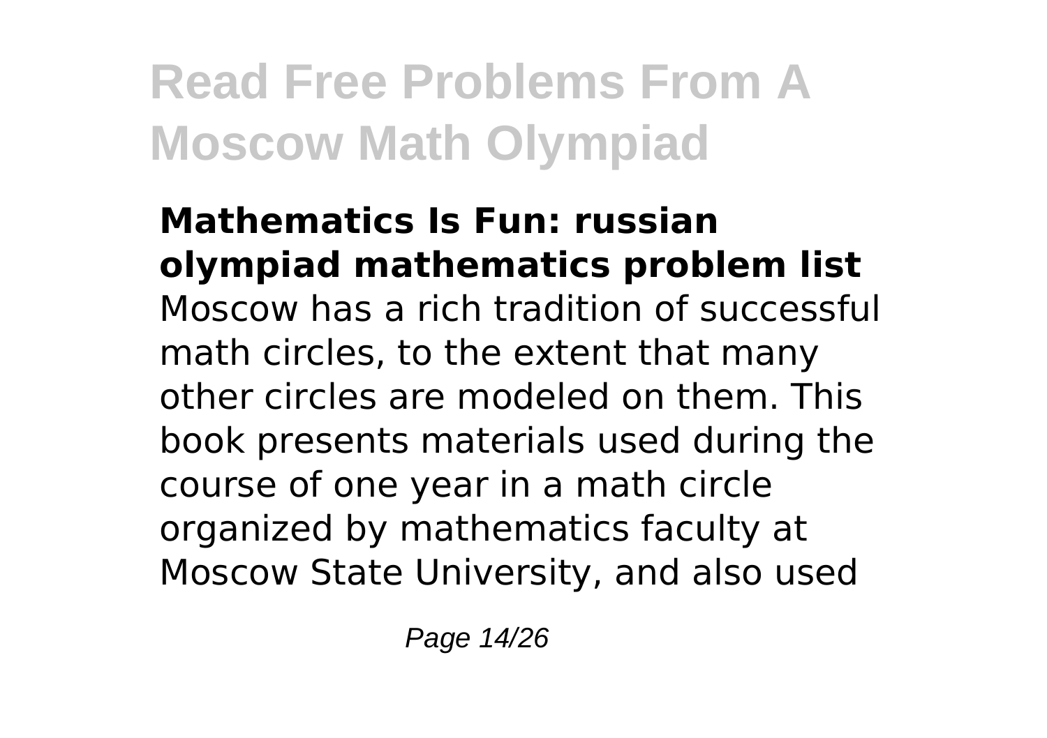**Mathematics Is Fun: russian olympiad mathematics problem list**

Moscow has a rich tradition of successful math circles, to the extent that many other circles are modeled on them. This book presents materials used during the course of one year in a math circle organized by mathematics faculty at Moscow State University, and also used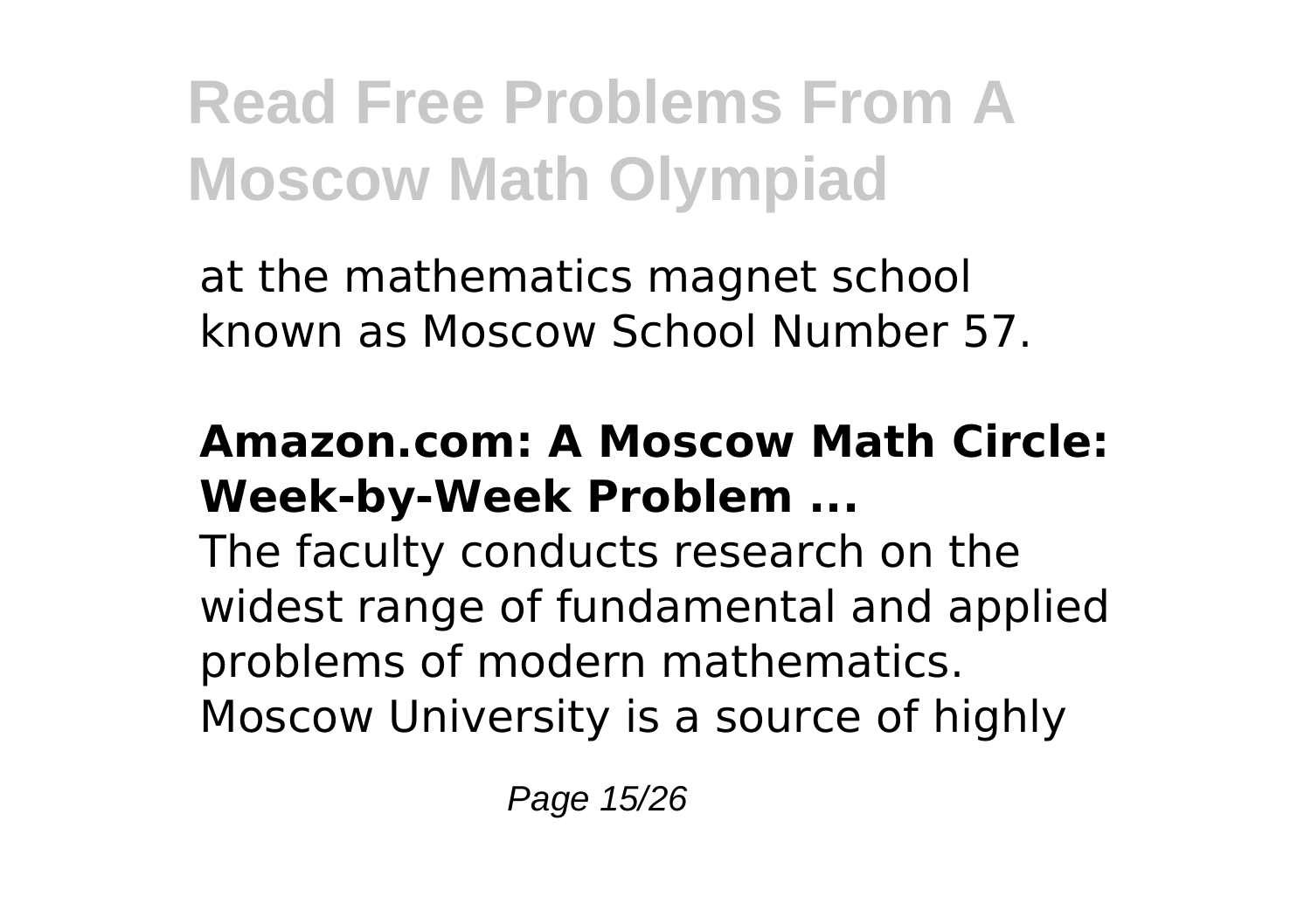at the mathematics magnet school known as Moscow School Number 57.

### Amazon.com: A Moscow Math Circle: Week-by-Week Problem ...

The faculty conducts research on the widest range of fundamental and applied problems of modern mathematics. Moscow University is a source of highly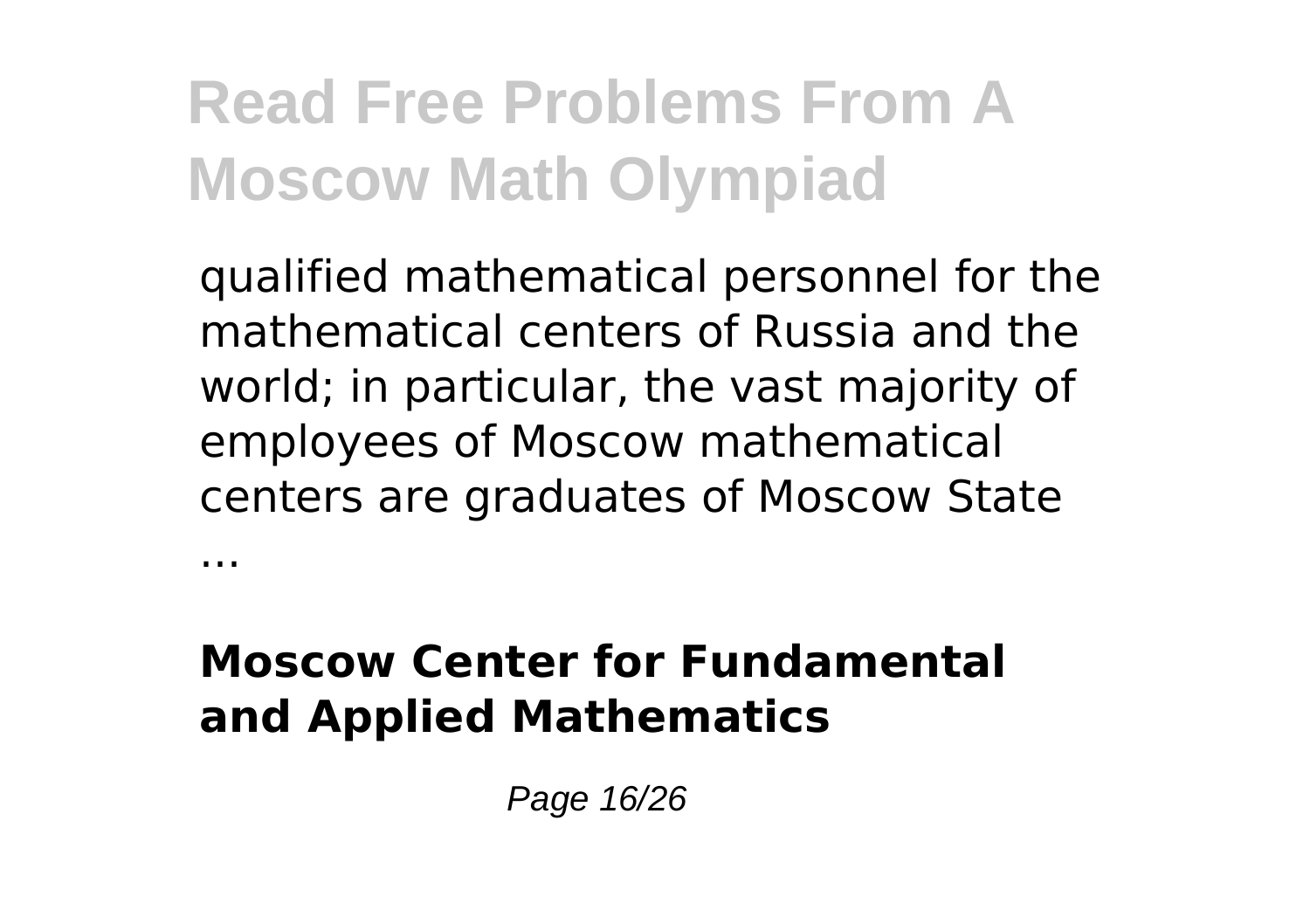qualified mathematical personnel for the mathematical centers of Russia and the world; in particular, the vast majority of employees of Moscow mathematical centers are graduates of Moscow State ...

**Moscow Center for Fundamental and Applied Mathematics**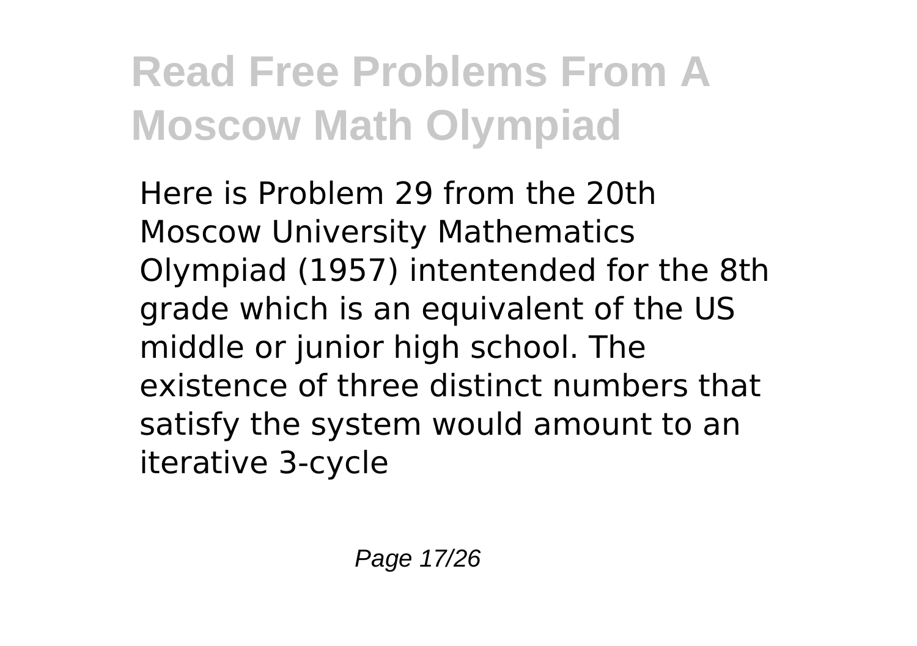# Read Free Problems From A Moscow Math Olympiad

Here is Problem 29 from the 20th Moscow University Mathematics Olympiad (1957) intentended for the 8th grade which is an equivalent of the US middle or junior high school. The existence of three distinct numbers that satisfy the system would amount to an iterative 3-cycle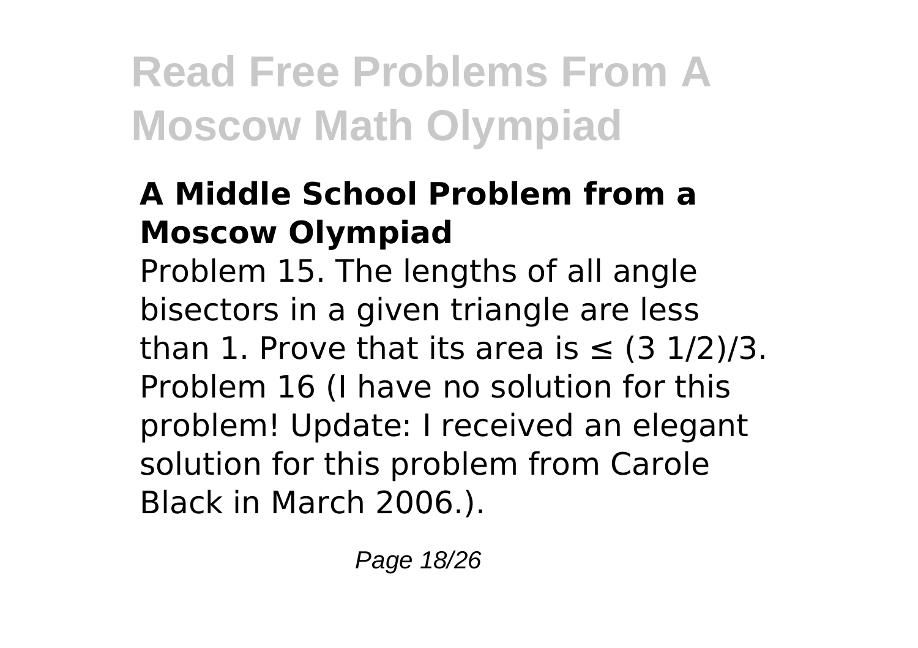## A Middle School Problem from a Moscow Olympiad

Problem 15. The lengths of all angle bisectors in a given triangle are less than 1. Prove that its area is ≤ (3 1/2)/3. Problem 16 (I have no solution for this problem! Update: I received an elegant solution for this problem from Carole Black in March 2006.).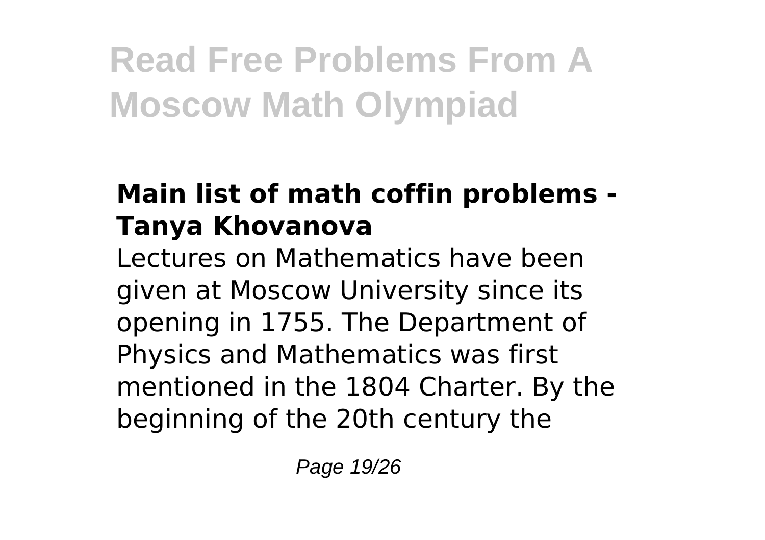## Main list of math coffin problems - Tanya Khovanova

Lectures on Mathematics have been given at Moscow University since its opening in 1755. The Department of Physics and Mathematics was first mentioned in the 1804 Charter. By the beginning of the 20th century the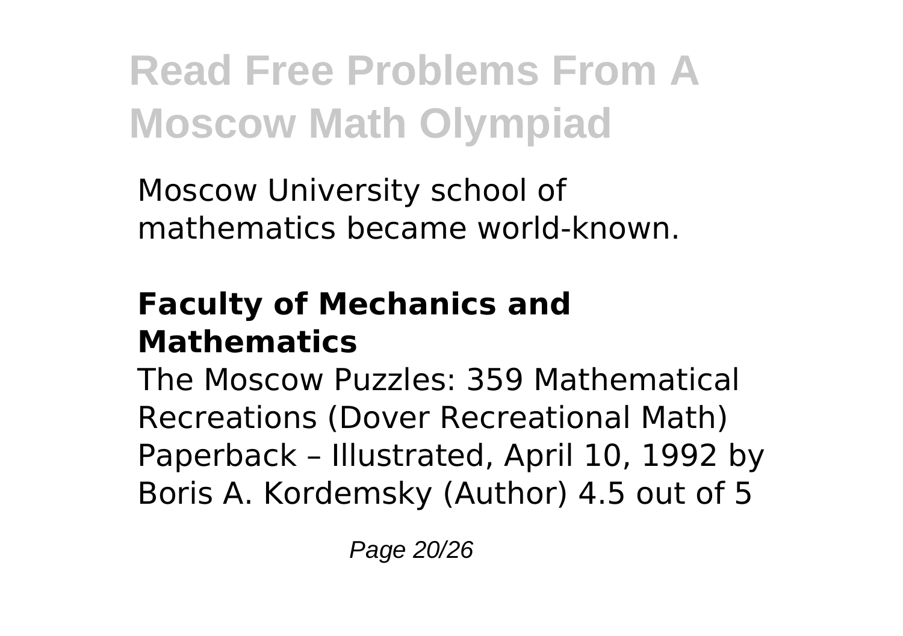Moscow University school of mathematics became world-known.

### Faculty of Mechanics and Mathematics

The Moscow Puzzles: 359 Mathematical Recreations (Dover Recreational Math) Paperback – Illustrated, April 10, 1992 by Boris A. Kordemsky (Author) 4.5 out of 5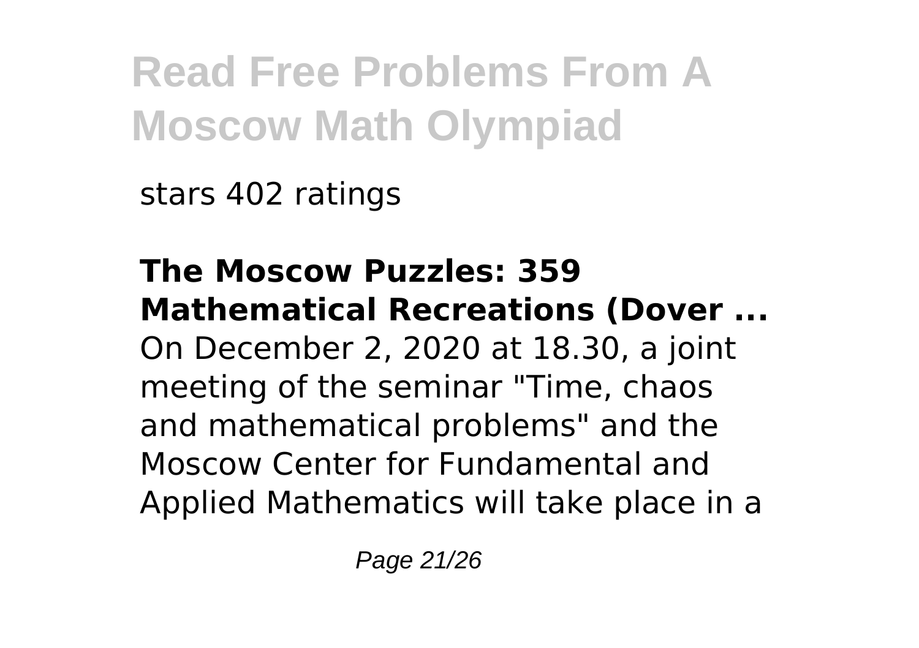stars 402 ratings

**The Moscow Puzzles: 359 Mathematical Recreations (Dover ...**
On December 2, 2020 at 18.30, a joint meeting of the seminar "Time, chaos and mathematical problems" and the Moscow Center for Fundamental and Applied Mathematics will take place in a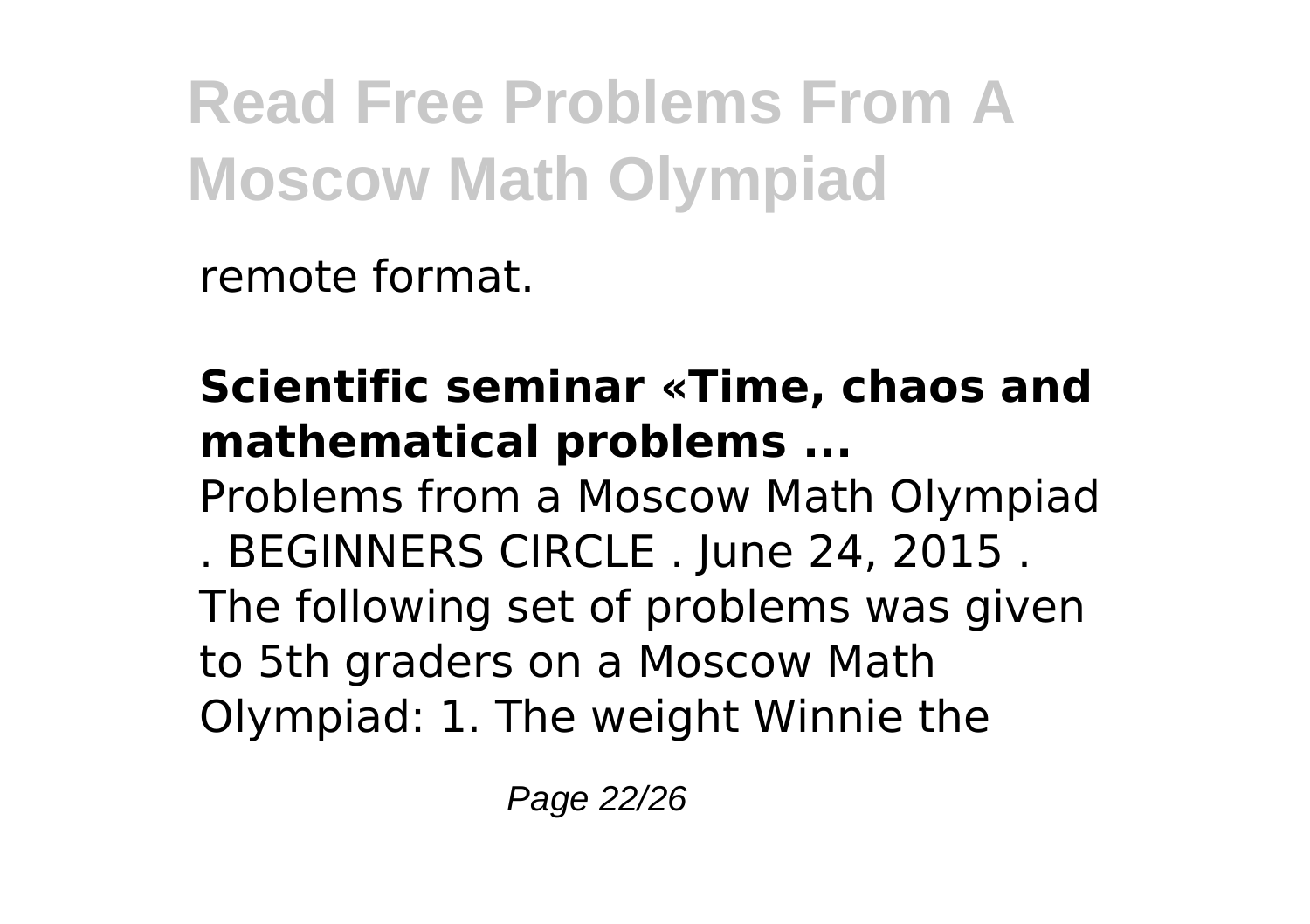remote format.

**Scientific seminar «Time, chaos and mathematical problems ...**

Problems from a Moscow Math Olympiad . BEGINNERS CIRCLE . June 24, 2015 . The following set of problems was given to 5th graders on a Moscow Math Olympiad: 1. The weight Winnie the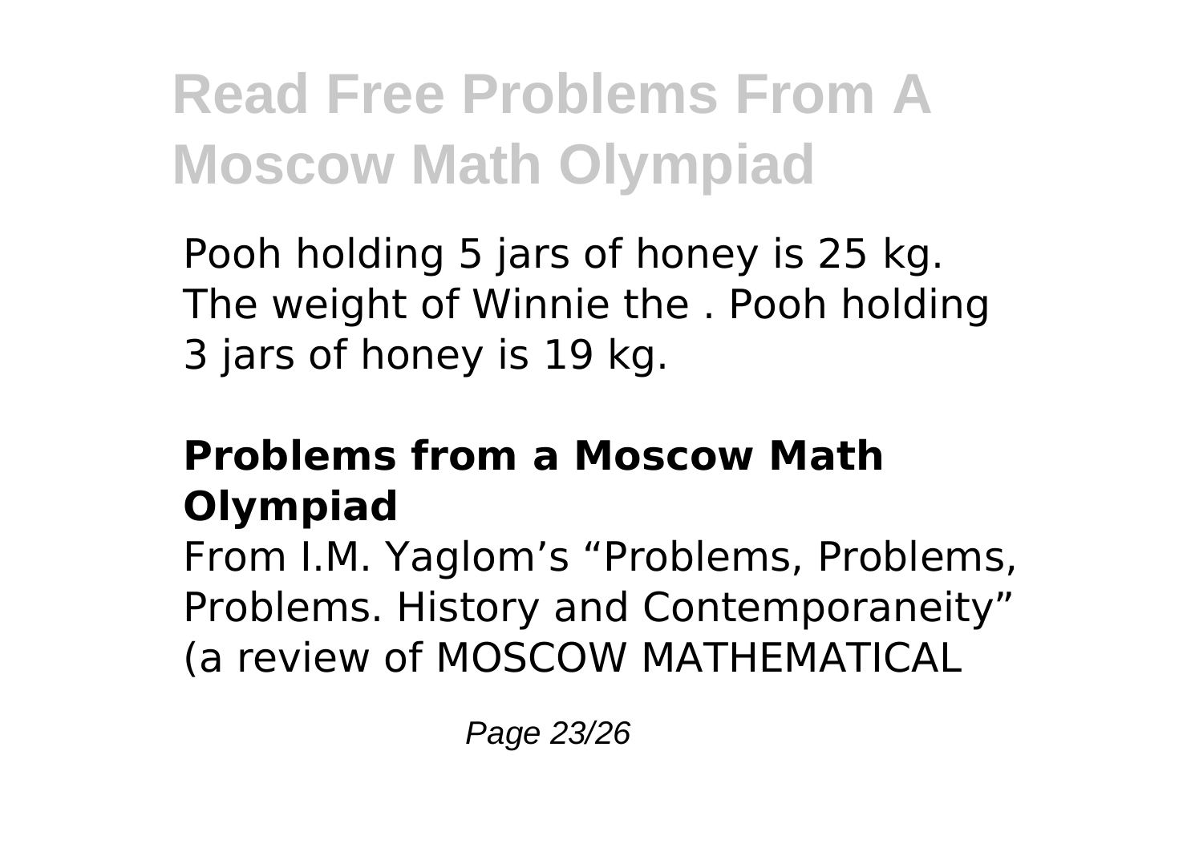Pooh holding 5 jars of honey is 25 kg. The weight of Winnie the . Pooh holding 3 jars of honey is 19 kg.

## Problems from a Moscow Math Olympiad

From I.M. Yaglom's "Problems, Problems, Problems. History and Contemporaneity" (a review of MOSCOW MATHEMATICAL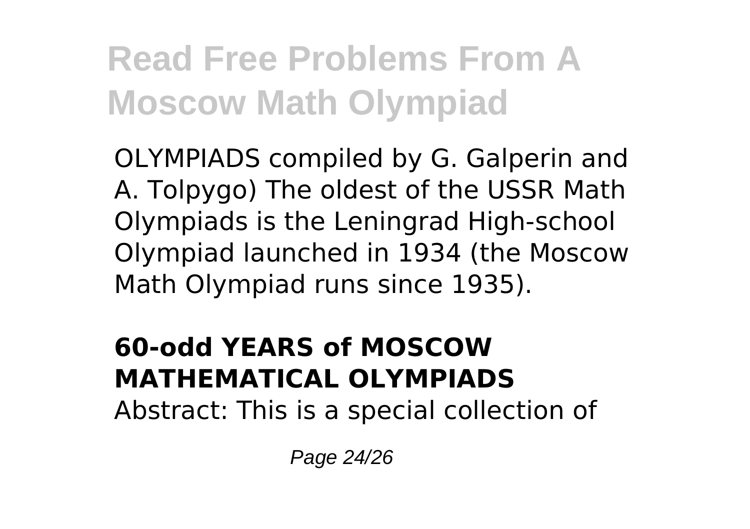OLYMPIADS compiled by G. Galperin and A. Tolpygo) The oldest of the USSR Math Olympiads is the Leningrad High-school Olympiad launched in 1934 (the Moscow Math Olympiad runs since 1935).

### 60-odd YEARS of MOSCOW MATHEMATICAL OLYMPIADS

Abstract: This is a special collection of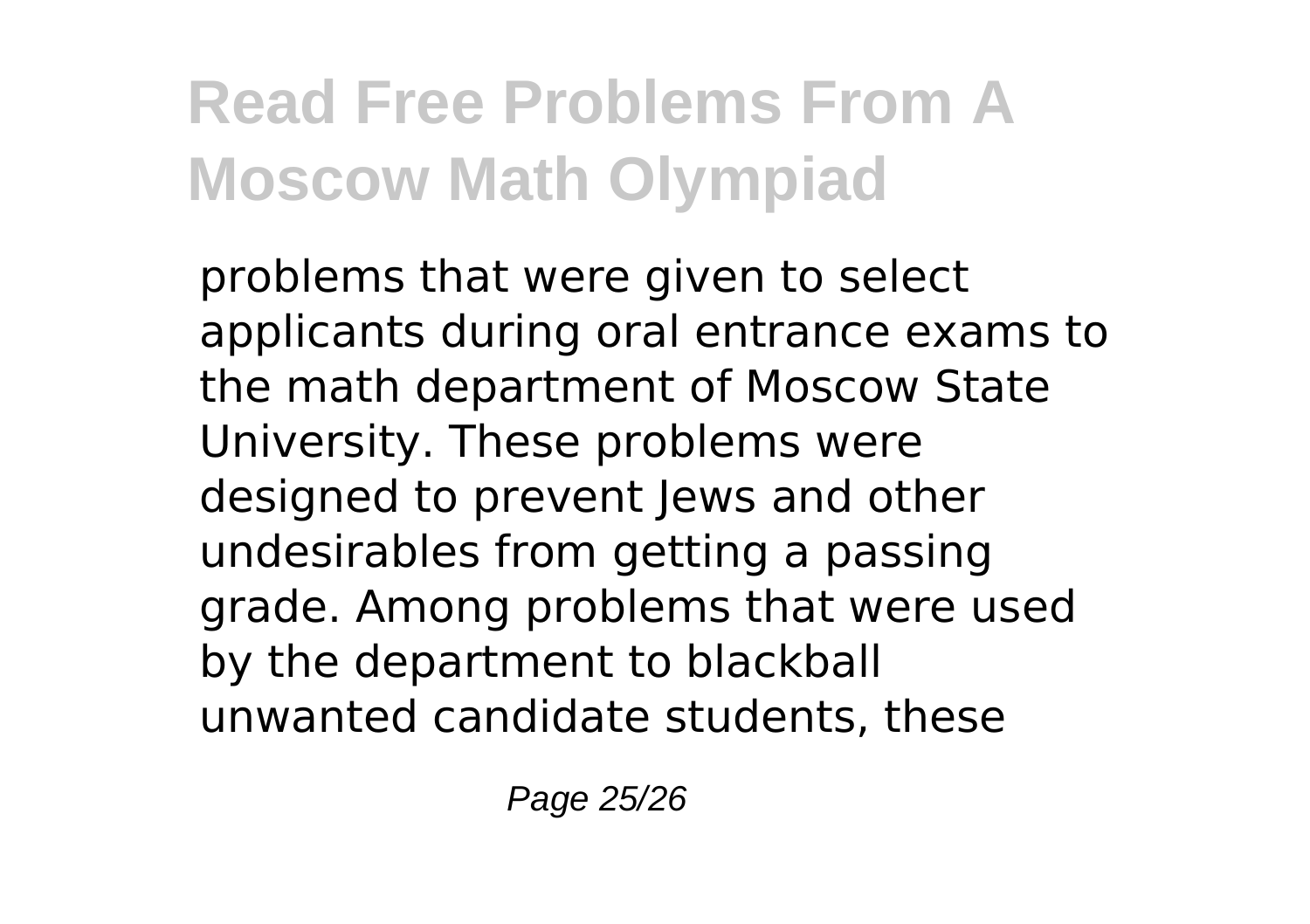problems that were given to select applicants during oral entrance exams to the math department of Moscow State University. These problems were designed to prevent Jews and other undesirables from getting a passing grade. Among problems that were used by the department to blackball unwanted candidate students, these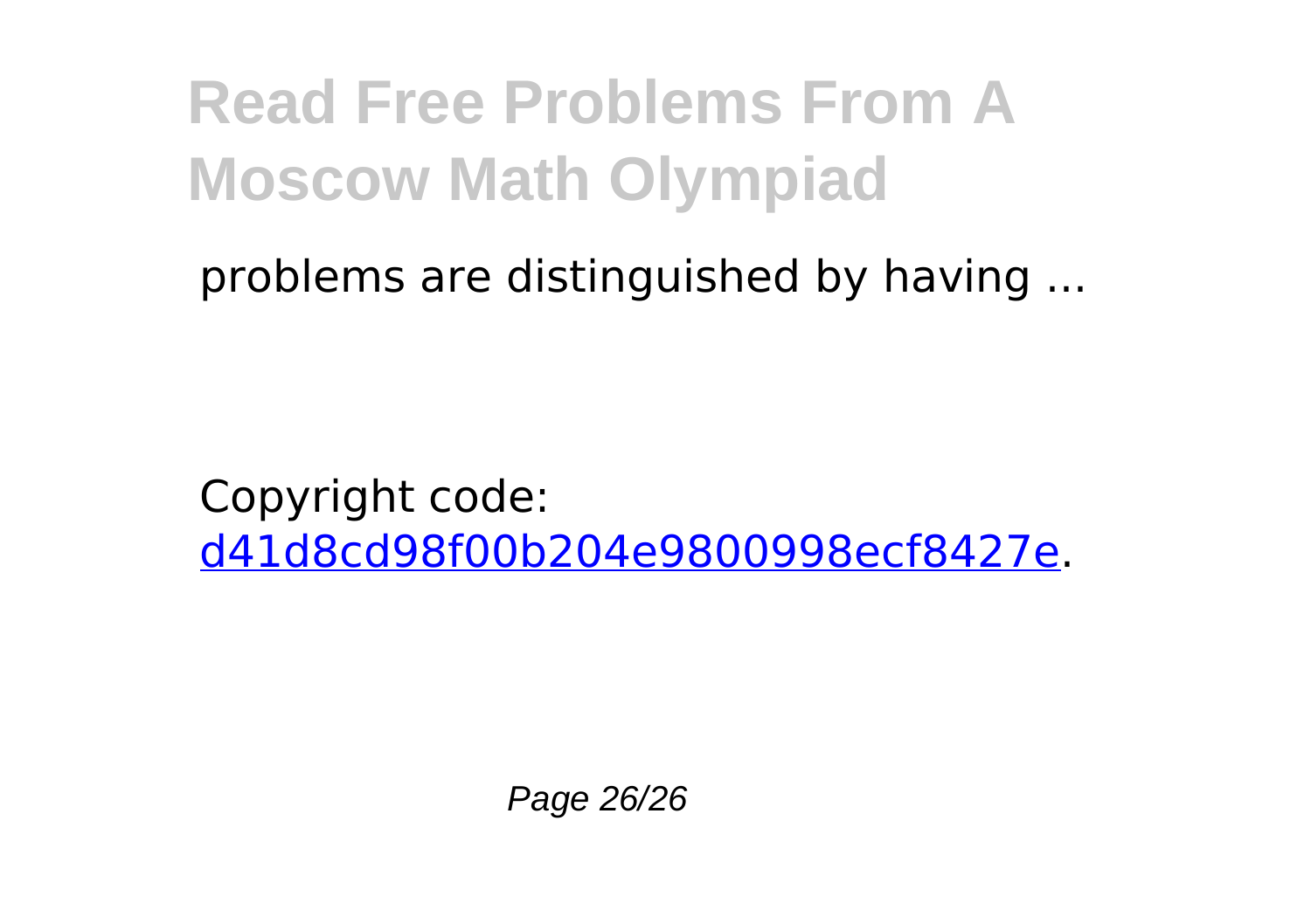problems are distinguished by having ...

Copyright code: [d41d8cd98f00b204e9800998ecf8427e](d41d8cd98f00b204e9800998ecf8427e).